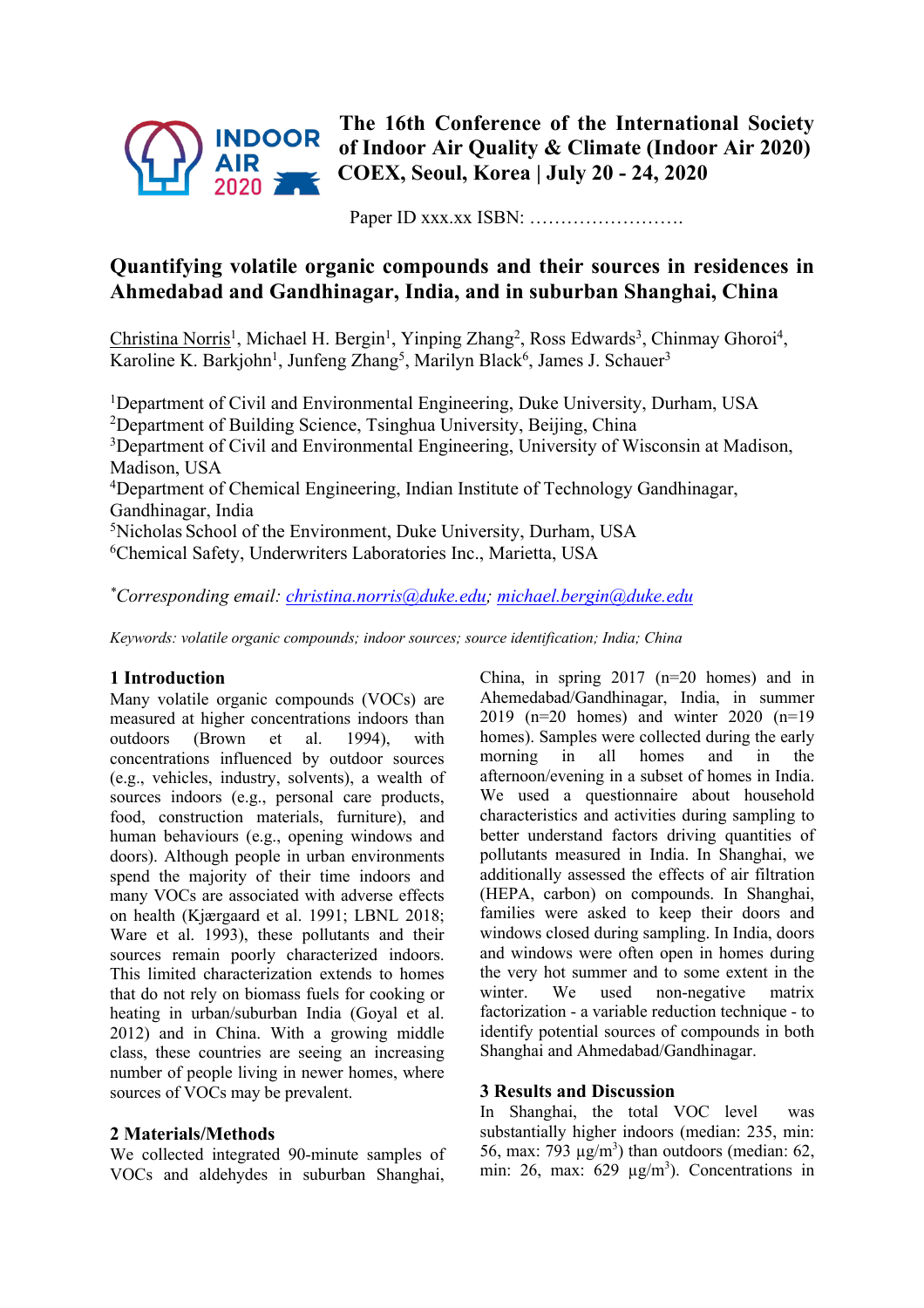The 16th Conference of the International Society of Indoor Air Quality & Climate (Indoor Air 2020)
COEX, Seoul, Korea | July 20 - 24, 2020

Paper ID xxx.xx ISBN: …………………….

# Quantifying volatile organic compounds and their sources in residences in Ahmedabad and Gandhinagar, India, and in suburban Shanghai, China

Christina Norris[1], Michael H. Bergin[1], Yinping Zhang[2], Ross Edwards[3], Chinmay Ghoroi[4], Karoline K. Barkjohn[1], Junfeng Zhang[5], Marilyn Black[6], James J. Schauer[3]

[1]Department of Civil and Environmental Engineering, Duke University, Durham, USA
[2]Department of Building Science, Tsinghua University, Beijing, China
[3]Department of Civil and Environmental Engineering, University of Wisconsin at Madison, Madison, USA
[4]Department of Chemical Engineering, Indian Institute of Technology Gandhinagar, Gandhinagar, India
[5]Nicholas School of the Environment, Duke University, Durham, USA
[6]Chemical Safety, Underwriters Laboratories Inc., Marietta, USA

*\*Corresponding email: christina.norris@duke.edu; michael.bergin@duke.edu*

*Keywords: volatile organic compounds; indoor sources; source identification; India; China*

## 1 Introduction

Many volatile organic compounds (VOCs) are measured at higher concentrations indoors than outdoors (Brown et al. 1994), with concentrations influenced by outdoor sources (e.g., vehicles, industry, solvents), a wealth of sources indoors (e.g., personal care products, food, construction materials, furniture), and human behaviours (e.g., opening windows and doors). Although people in urban environments spend the majority of their time indoors and many VOCs are associated with adverse effects on health (Kjærgaard et al. 1991; LBNL 2018; Ware et al. 1993), these pollutants and their sources remain poorly characterized indoors. This limited characterization extends to homes that do not rely on biomass fuels for cooking or heating in urban/suburban India (Goyal et al. 2012) and in China. With a growing middle class, these countries are seeing an increasing number of people living in newer homes, where sources of VOCs may be prevalent.

## 2 Materials/Methods

We collected integrated 90-minute samples of VOCs and aldehydes in suburban Shanghai, China, in spring 2017 (n=20 homes) and in Ahemedabad/Gandhinagar, India, in summer 2019 (n=20 homes) and winter 2020 (n=19 homes). Samples were collected during the early morning in all homes and in the afternoon/evening in a subset of homes in India. We used a questionnaire about household characteristics and activities during sampling to better understand factors driving quantities of pollutants measured in India. In Shanghai, we additionally assessed the effects of air filtration (HEPA, carbon) on compounds. In Shanghai, families were asked to keep their doors and windows closed during sampling. In India, doors and windows were often open in homes during the very hot summer and to some extent in the winter. We used non-negative matrix factorization - a variable reduction technique - to identify potential sources of compounds in both Shanghai and Ahmedabad/Gandhinagar.

## 3 Results and Discussion

In Shanghai, the total VOC level was substantially higher indoors (median: 235, min: 56, max: 793 $\mu g/m^3$) than outdoors (median: 62, min: 26, max: 629 $\mu g/m^3$). Concentrations in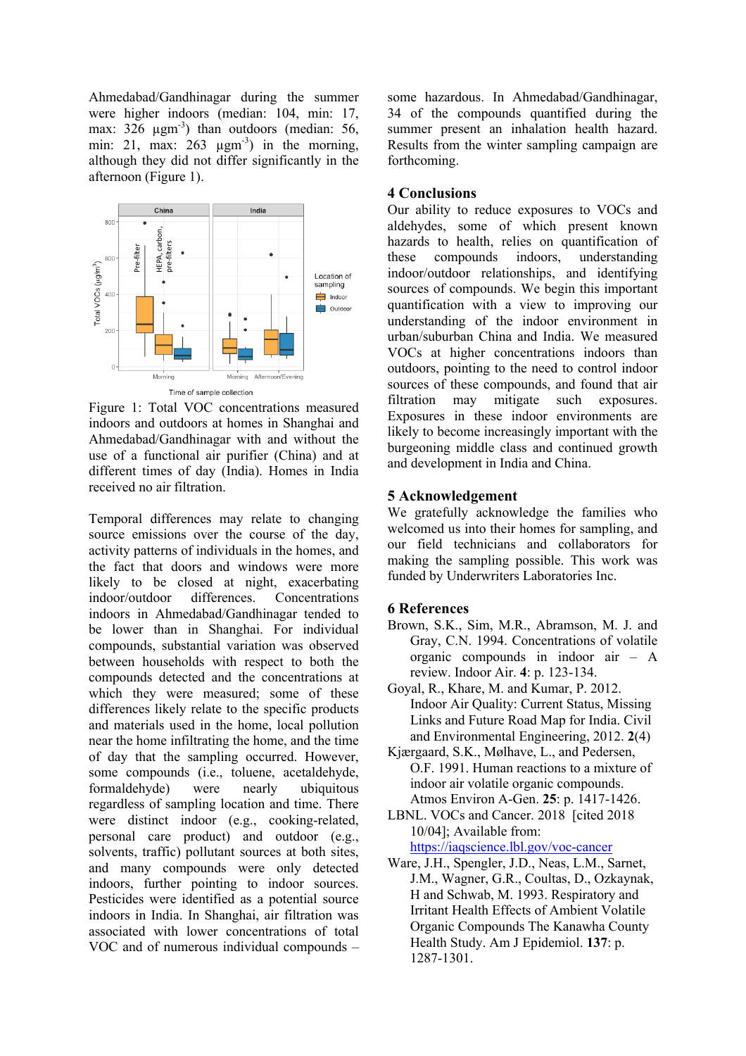Ahmedabad/Gandhinagar during the summer were higher indoors (median: 104, min: 17, max: 326 $\mu gm^{-3}$) than outdoors (median: 56, min: 21, max: 263 $\mu gm^{-3}$) in the morning, although they did not differ significantly in the afternoon (Figure 1).

China

India

800

600

400

200

0

Total VOCs (µg/m³)

Pre-filter

HEPA, carbon, pre-filters

Location of sampling

Indoor

Outdoor

Morning

Morning

Afternoon/Evening

Time of sample collection

Figure 1: Total VOC concentrations measured indoors and outdoors at homes in Shanghai and Ahmedabad/Gandhinagar with and without the use of a functional air purifier (China) and at different times of day (India). Homes in India received no air filtration.

Temporal differences may relate to changing source emissions over the course of the day, activity patterns of individuals in the homes, and the fact that doors and windows were more likely to be closed at night, exacerbating indoor/outdoor differences. Concentrations indoors in Ahmedabad/Gandhinagar tended to be lower than in Shanghai. For individual compounds, substantial variation was observed between households with respect to both the compounds detected and the concentrations at which they were measured; some of these differences likely relate to the specific products and materials used in the home, local pollution near the home infiltrating the home, and the time of day that the sampling occurred. However, some compounds (i.e., toluene, acetaldehyde, formaldehyde) were nearly ubiquitous regardless of sampling location and time. There were distinct indoor (e.g., cooking-related, personal care product) and outdoor (e.g., solvents, traffic) pollutant sources at both sites, and many compounds were only detected indoors, further pointing to indoor sources. Pesticides were identified as a potential source indoors in India. In Shanghai, air filtration was associated with lower concentrations of total VOC and of numerous individual compounds – some hazardous. In Ahmedabad/Gandhinagar, 34 of the compounds quantified during the summer present an inhalation health hazard. Results from the winter sampling campaign are forthcoming.

## 4 Conclusions

Our ability to reduce exposures to VOCs and aldehydes, some of which present known hazards to health, relies on quantification of these compounds indoors, understanding indoor/outdoor relationships, and identifying sources of compounds. We begin this important quantification with a view to improving our understanding of the indoor environment in urban/suburban China and India. We measured VOCs at higher concentrations indoors than outdoors, pointing to the need to control indoor sources of these compounds, and found that air filtration may mitigate such exposures. Exposures in these indoor environments are likely to become increasingly important with the burgeoning middle class and continued growth and development in India and China.

## 5 Acknowledgement

We gratefully acknowledge the families who welcomed us into their homes for sampling, and our field technicians and collaborators for making the sampling possible. This work was funded by Underwriters Laboratories Inc.

## 6 References

Brown, S.K., Sim, M.R., Abramson, M. J. and Gray, C.N. 1994. Concentrations of volatile organic compounds in indoor air – A review. Indoor Air. **4**: p. 123-134.

Goyal, R., Khare, M. and Kumar, P. 2012. Indoor Air Quality: Current Status, Missing Links and Future Road Map for India. Civil and Environmental Engineering, 2012. **2**(4)

Kjærgaard, S.K., Mølhave, L., and Pedersen, O.F. 1991. Human reactions to a mixture of indoor air volatile organic compounds. Atmos Environ A-Gen. **25**: p. 1417-1426.

LBNL. VOCs and Cancer. 2018 [cited 2018 10/04]; Available from: https://iaqscience.lbl.gov/voc-cancer

Ware, J.H., Spengler, J.D., Neas, L.M., Sarnet, J.M., Wagner, G.R., Coultas, D., Ozkaynak, H and Schwab, M. 1993. Respiratory and Irritant Health Effects of Ambient Volatile Organic Compounds The Kanawha County Health Study. Am J Epidemiol. **137**: p. 1287-1301.